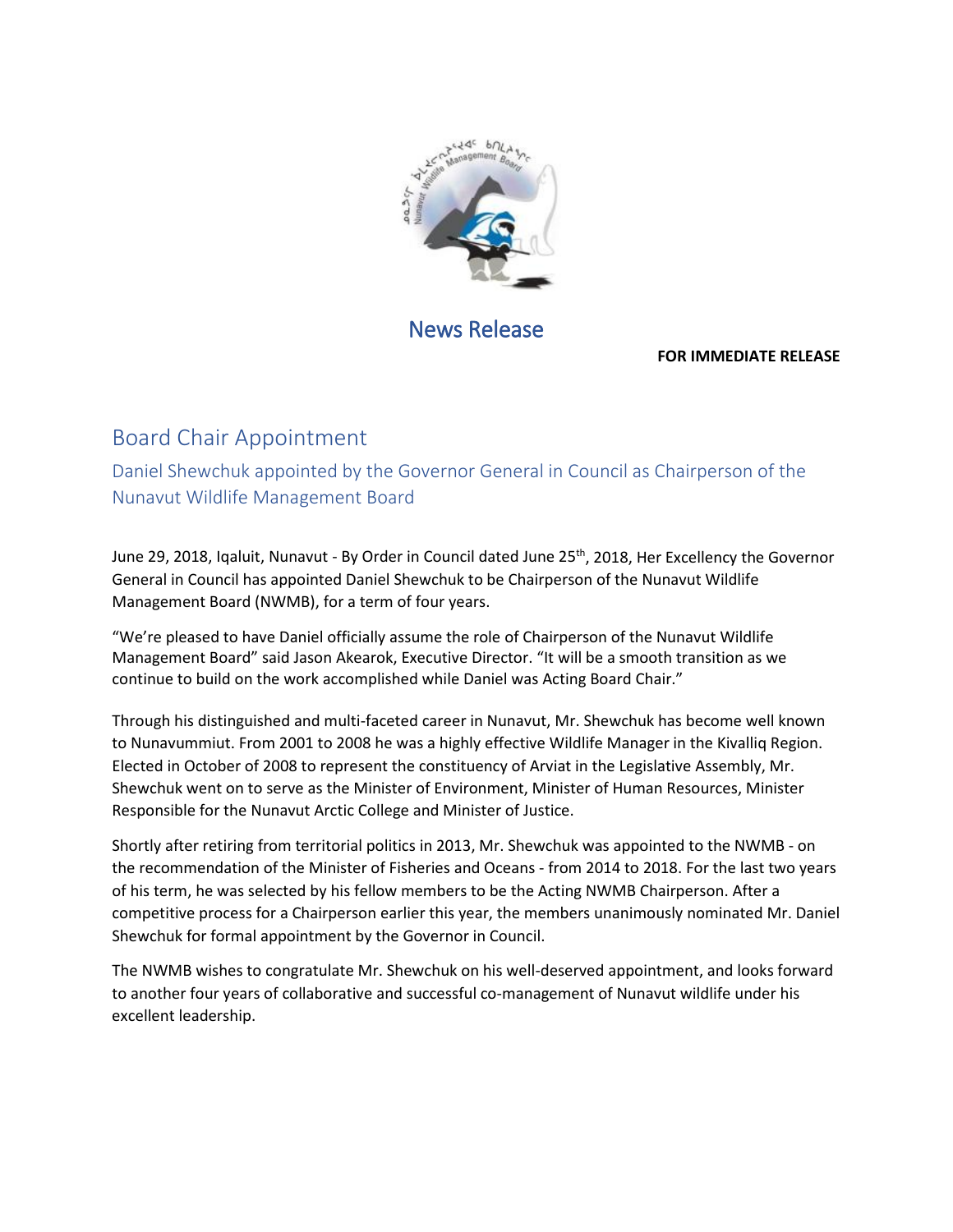News Release

**FOR IMMEDIATE RELEASE**

# Board Chair Appointment

## Daniel Shewchuk appointed by the Governor General in Council as Chairperson of the Nunavut Wildlife Management Board

June 29, 2018, Iqaluit, Nunavut - By Order in Council dated June 25th, 2018, Her Excellency the Governor General in Council has appointed Daniel Shewchuk to be Chairperson of the Nunavut Wildlife Management Board (NWMB), for a term of four years.

"We're pleased to have Daniel officially assume the role of Chairperson of the Nunavut Wildlife Management Board" said Jason Akearok, Executive Director. "It will be a smooth transition as we continue to build on the work accomplished while Daniel was Acting Board Chair."

Through his distinguished and multi-faceted career in Nunavut, Mr. Shewchuk has become well known to Nunavummiut. From 2001 to 2008 he was a highly effective Wildlife Manager in the Kivalliq Region. Elected in October of 2008 to represent the constituency of Arviat in the Legislative Assembly, Mr. Shewchuk went on to serve as the Minister of Environment, Minister of Human Resources, Minister Responsible for the Nunavut Arctic College and Minister of Justice.

Shortly after retiring from territorial politics in 2013, Mr. Shewchuk was appointed to the NWMB - on the recommendation of the Minister of Fisheries and Oceans - from 2014 to 2018. For the last two years of his term, he was selected by his fellow members to be the Acting NWMB Chairperson. After a competitive process for a Chairperson earlier this year, the members unanimously nominated Mr. Daniel Shewchuk for formal appointment by the Governor in Council.

The NWMB wishes to congratulate Mr. Shewchuk on his well-deserved appointment, and looks forward to another four years of collaborative and successful co-management of Nunavut wildlife under his excellent leadership.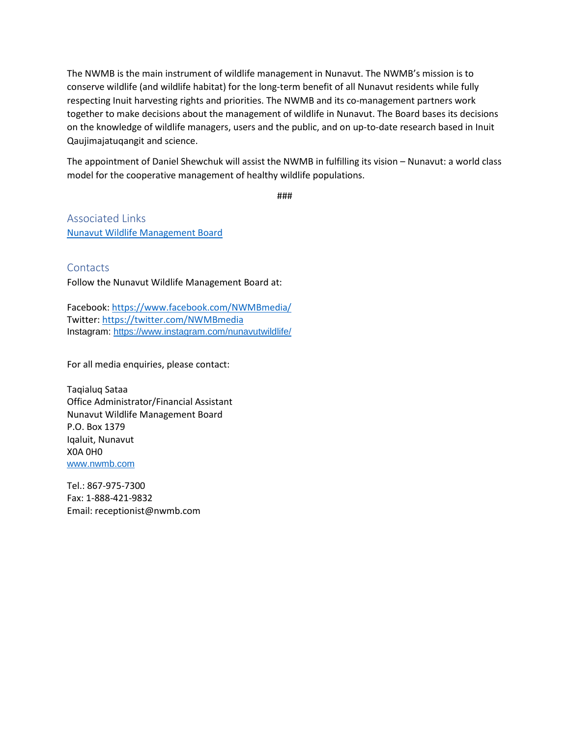The NWMB is the main instrument of wildlife management in Nunavut. The NWMB's mission is to conserve wildlife (and wildlife habitat) for the long-term benefit of all Nunavut residents while fully respecting Inuit harvesting rights and priorities. The NWMB and its co-management partners work together to make decisions about the management of wildlife in Nunavut. The Board bases its decisions on the knowledge of wildlife managers, users and the public, and on up-to-date research based in Inuit Qaujimajatuqangit and science.

The appointment of Daniel Shewchuk will assist the NWMB in fulfilling its vision – Nunavut: a world class model for the cooperative management of healthy wildlife populations.

###

## Associated Links

[Nunavut Wildlife Management Board](www.nwmb.com)

## Contacts

Follow the Nunavut Wildlife Management Board at:

Facebook: https://www.facebook.com/NWMBmedia/
Twitter: https://twitter.com/NWMBmedia
Instagram: https://www.instagram.com/nunavutwildlife/

For all media enquiries, please contact:

Taqialuq Sataa
Office Administrator/Financial Assistant
Nunavut Wildlife Management Board
P.O. Box 1379
Iqaluit, Nunavut
X0A 0H0
www.nwmb.com

Tel.: 867-975-7300
Fax: 1-888-421-9832
Email: receptionist@nwmb.com